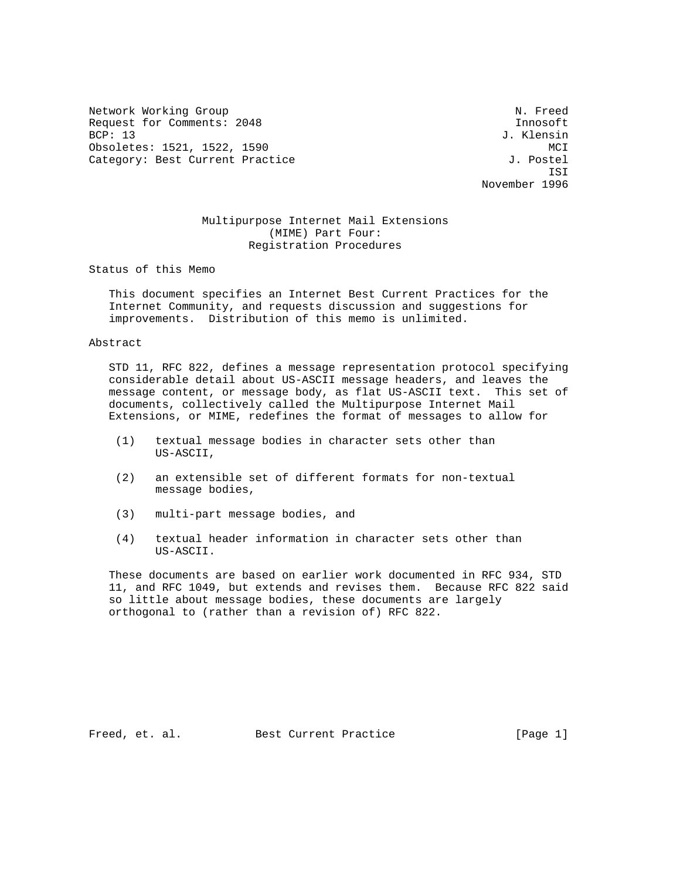Network Working Group N. Freed
Request for Comments: 2048 Innosoft
BCP: 13 J. Klensin
Obsoletes: 1521, 1522, 1590 MCI
Category: Best Current Practice J. Postel
ISI
November 1996

# Multipurpose Internet Mail Extensions (MIME) Part Four: Registration Procedures

## Status of this Memo

This document specifies an Internet Best Current Practices for the Internet Community, and requests discussion and suggestions for improvements. Distribution of this memo is unlimited.

## Abstract

STD 11, RFC 822, defines a message representation protocol specifying considerable detail about US-ASCII message headers, and leaves the message content, or message body, as flat US-ASCII text. This set of documents, collectively called the Multipurpose Internet Mail Extensions, or MIME, redefines the format of messages to allow for

(1) textual message bodies in character sets other than US-ASCII,

(2) an extensible set of different formats for non-textual message bodies,

(3) multi-part message bodies, and

(4) textual header information in character sets other than US-ASCII.

These documents are based on earlier work documented in RFC 934, STD 11, and RFC 1049, but extends and revises them. Because RFC 822 said so little about message bodies, these documents are largely orthogonal to (rather than a revision of) RFC 822.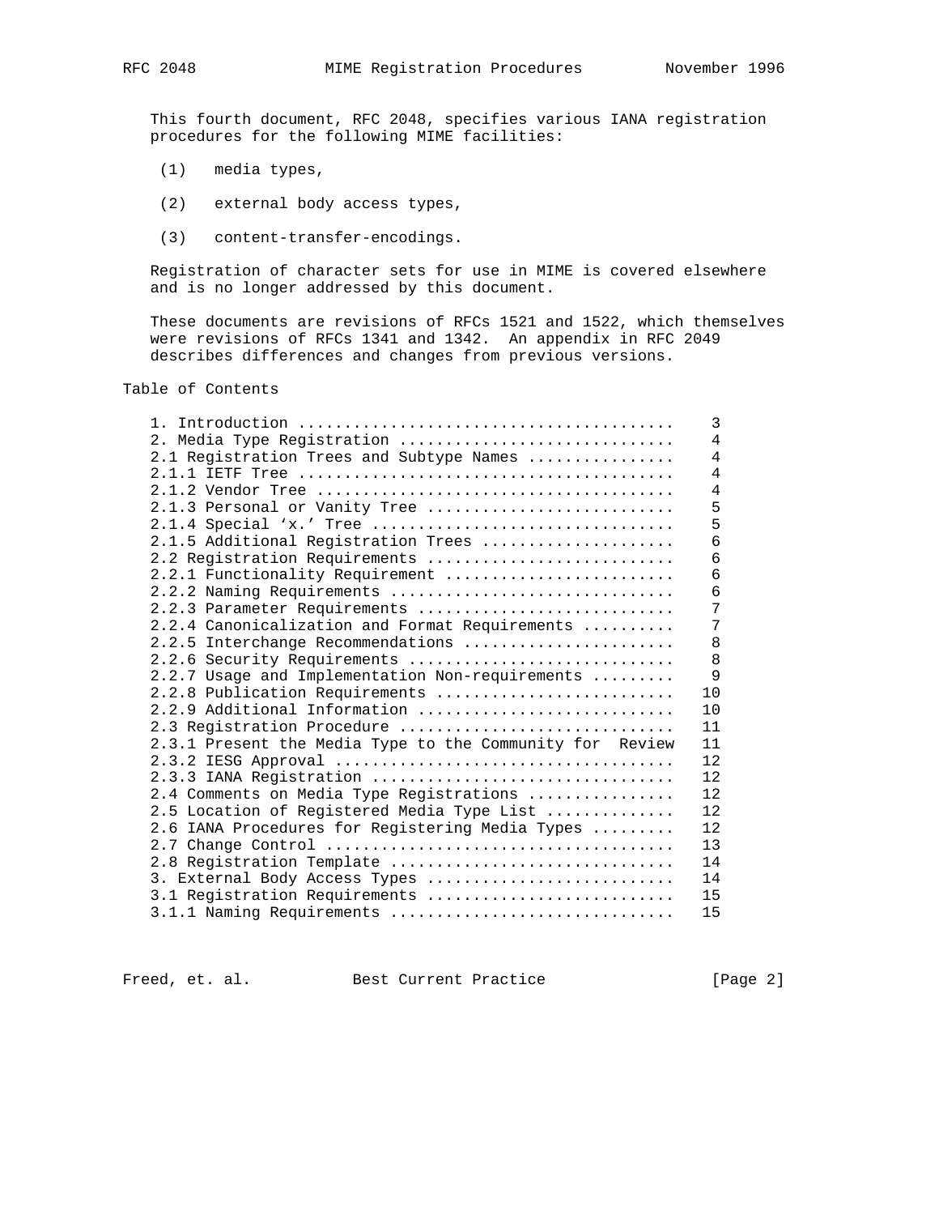This fourth document, RFC 2048, specifies various IANA registration procedures for the following MIME facilities:

(1) media types,

(2) external body access types,

(3) content-transfer-encodings.

Registration of character sets for use in MIME is covered elsewhere and is no longer addressed by this document.

These documents are revisions of RFCs 1521 and 1522, which themselves were revisions of RFCs 1341 and 1342. An appendix in RFC 2049 describes differences and changes from previous versions.

## Table of Contents

```
   1. Introduction .........................................    3
   2. Media Type Registration ..............................    4
   2.1 Registration Trees and Subtype Names ................    4
   2.1.1 IETF Tree .........................................    4
   2.1.2 Vendor Tree .......................................    4
   2.1.3 Personal or Vanity Tree ...........................    5
   2.1.4 Special 'x.' Tree .................................    5
   2.1.5 Additional Registration Trees .....................    6
   2.2 Registration Requirements ...........................    6
   2.2.1 Functionality Requirement .........................    6
   2.2.2 Naming Requirements ...............................    6
   2.2.3 Parameter Requirements ............................    7
   2.2.4 Canonicalization and Format Requirements ..........    7
   2.2.5 Interchange Recommendations .......................    8
   2.2.6 Security Requirements .............................    8
   2.2.7 Usage and Implementation Non-requirements .........    9
   2.2.8 Publication Requirements ..........................   10
   2.2.9 Additional Information ............................   10
   2.3 Registration Procedure ..............................   11
   2.3.1 Present the Media Type to the Community for  Review   11
   2.3.2 IESG Approval .....................................   12
   2.3.3 IANA Registration .................................   12
   2.4 Comments on Media Type Registrations ................   12
   2.5 Location of Registered Media Type List ..............   12
   2.6 IANA Procedures for Registering Media Types .........   12
   2.7 Change Control ......................................   13
   2.8 Registration Template ...............................   14
   3. External Body Access Types ...........................   14
   3.1 Registration Requirements ...........................   15
   3.1.1 Naming Requirements ...............................   15
```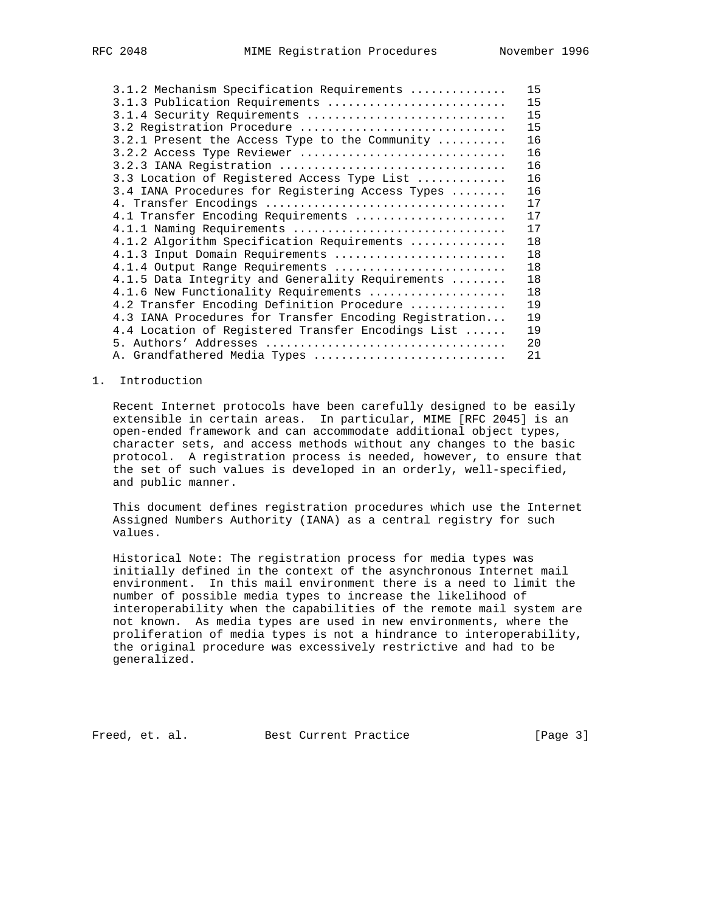3.1.2 Mechanism Specification Requirements ............. 15
3.1.3 Publication Requirements ......................... 15
3.1.4 Security Requirements ............................ 15
3.2 Registration Procedure ............................. 15
3.2.1 Present the Access Type to the Community .......... 16
3.2.2 Access Type Reviewer ............................. 16
3.2.3 IANA Registration ................................ 16
3.3 Location of Registered Access Type List ............ 16
3.4 IANA Procedures for Registering Access Types ........ 16
4. Transfer Encodings .................................. 17
4.1 Transfer Encoding Requirements ..................... 17
4.1.1 Naming Requirements .............................. 17
4.1.2 Algorithm Specification Requirements ............. 18
4.1.3 Input Domain Requirements ........................ 18
4.1.4 Output Range Requirements ........................ 18
4.1.5 Data Integrity and Generality Requirements ........ 18
4.1.6 New Functionality Requirements ................... 18
4.2 Transfer Encoding Definition Procedure ............. 19
4.3 IANA Procedures for Transfer Encoding Registration... 19
4.4 Location of Registered Transfer Encodings List ...... 19
5. Authors' Addresses .................................. 20
A. Grandfathered Media Types ........................... 21

## 1. Introduction

Recent Internet protocols have been carefully designed to be easily extensible in certain areas. In particular, MIME [RFC 2045] is an open-ended framework and can accommodate additional object types, character sets, and access methods without any changes to the basic protocol. A registration process is needed, however, to ensure that the set of such values is developed in an orderly, well-specified, and public manner.

This document defines registration procedures which use the Internet Assigned Numbers Authority (IANA) as a central registry for such values.

Historical Note: The registration process for media types was initially defined in the context of the asynchronous Internet mail environment. In this mail environment there is a need to limit the number of possible media types to increase the likelihood of interoperability when the capabilities of the remote mail system are not known. As media types are used in new environments, where the proliferation of media types is not a hindrance to interoperability, the original procedure was excessively restrictive and had to be generalized.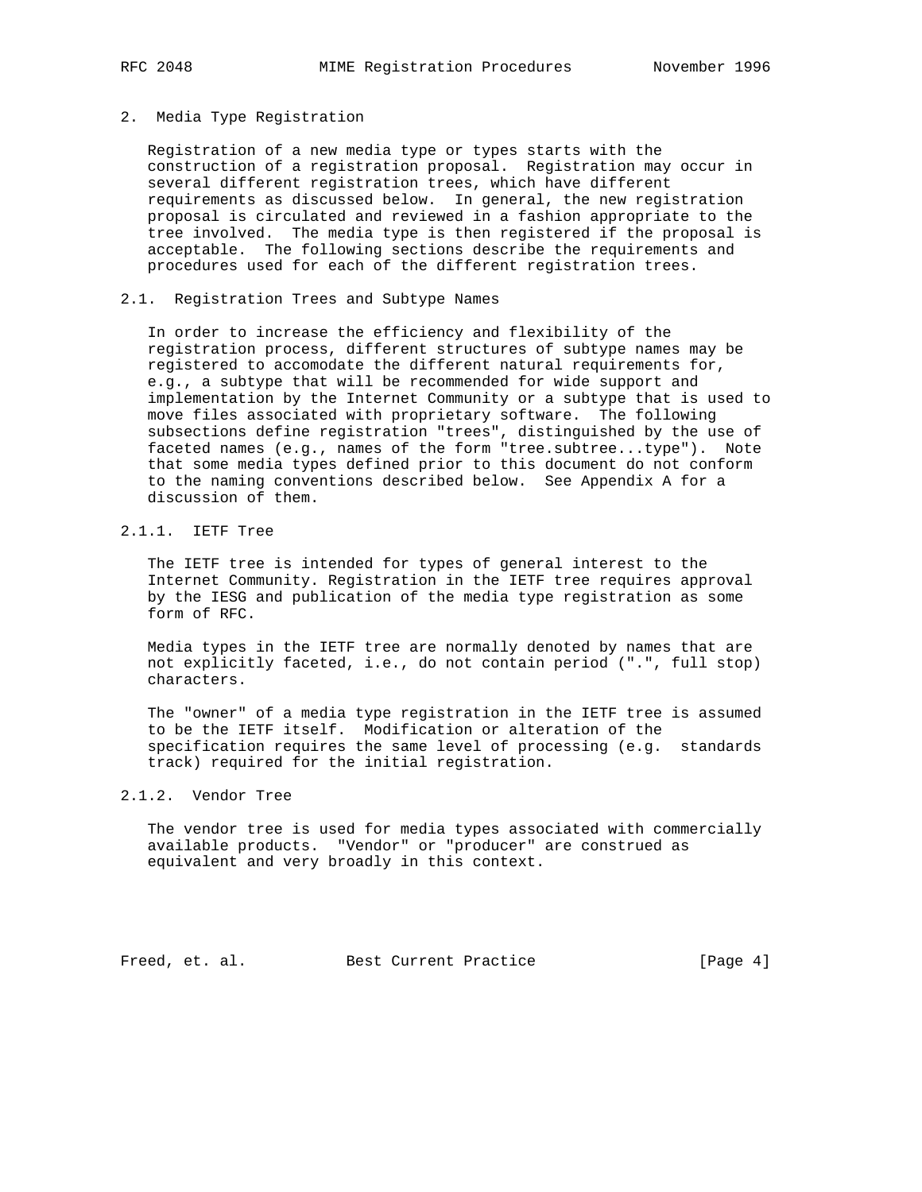## 2. Media Type Registration

Registration of a new media type or types starts with the construction of a registration proposal. Registration may occur in several different registration trees, which have different requirements as discussed below. In general, the new registration proposal is circulated and reviewed in a fashion appropriate to the tree involved. The media type is then registered if the proposal is acceptable. The following sections describe the requirements and procedures used for each of the different registration trees.

### 2.1. Registration Trees and Subtype Names

In order to increase the efficiency and flexibility of the registration process, different structures of subtype names may be registered to accomodate the different natural requirements for, e.g., a subtype that will be recommended for wide support and implementation by the Internet Community or a subtype that is used to move files associated with proprietary software. The following subsections define registration "trees", distinguished by the use of faceted names (e.g., names of the form "tree.subtree...type"). Note that some media types defined prior to this document do not conform to the naming conventions described below. See Appendix A for a discussion of them.

#### 2.1.1. IETF Tree

The IETF tree is intended for types of general interest to the Internet Community. Registration in the IETF tree requires approval by the IESG and publication of the media type registration as some form of RFC.

Media types in the IETF tree are normally denoted by names that are not explicitly faceted, i.e., do not contain period (".", full stop) characters.

The "owner" of a media type registration in the IETF tree is assumed to be the IETF itself. Modification or alteration of the specification requires the same level of processing (e.g. standards track) required for the initial registration.

#### 2.1.2. Vendor Tree

The vendor tree is used for media types associated with commercially available products. "Vendor" or "producer" are construed as equivalent and very broadly in this context.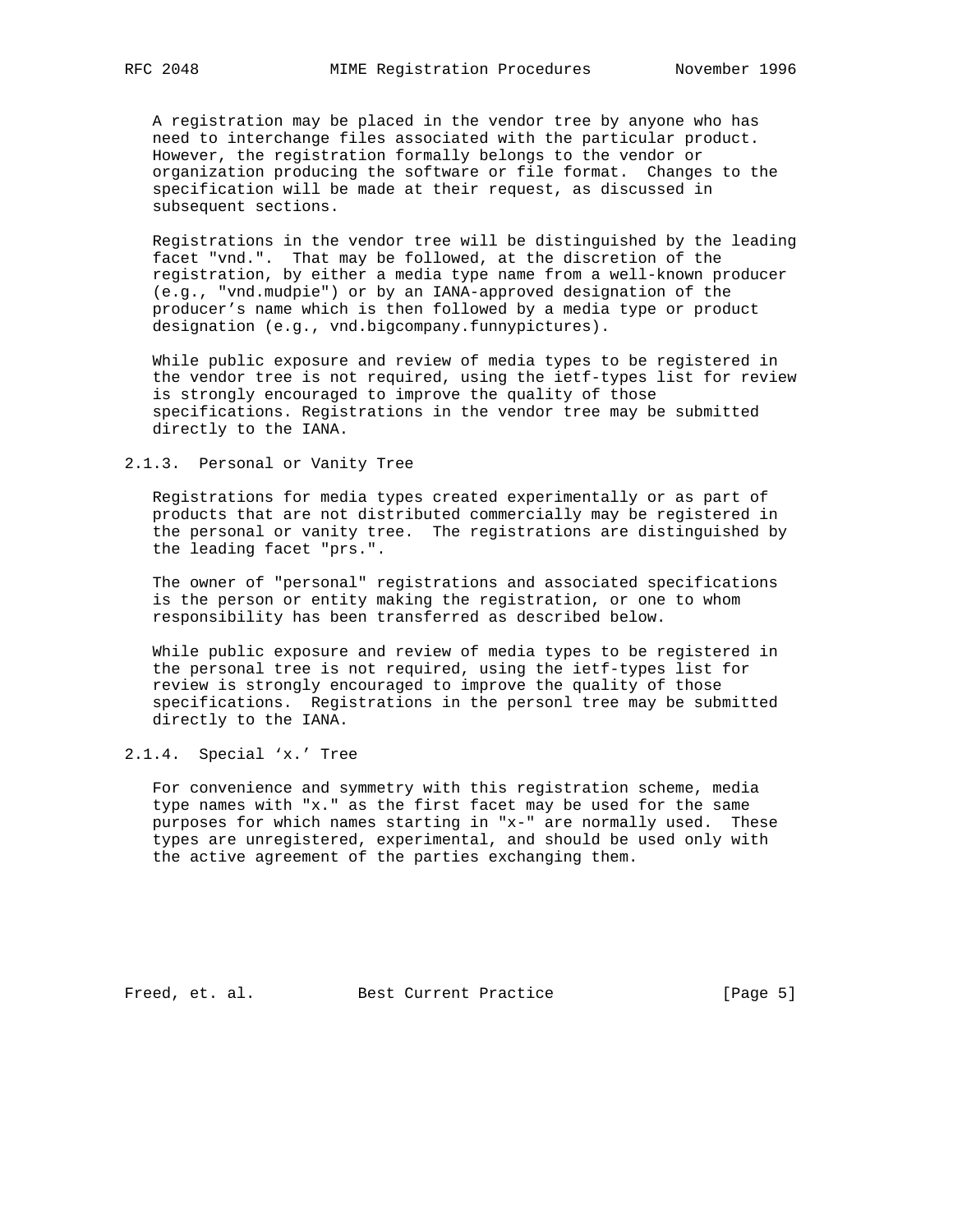A registration may be placed in the vendor tree by anyone who has need to interchange files associated with the particular product. However, the registration formally belongs to the vendor or organization producing the software or file format. Changes to the specification will be made at their request, as discussed in subsequent sections.

Registrations in the vendor tree will be distinguished by the leading facet "vnd.". That may be followed, at the discretion of the registration, by either a media type name from a well-known producer (e.g., "vnd.mudpie") or by an IANA-approved designation of the producer's name which is then followed by a media type or product designation (e.g., vnd.bigcompany.funnypictures).

While public exposure and review of media types to be registered in the vendor tree is not required, using the ietf-types list for review is strongly encouraged to improve the quality of those specifications. Registrations in the vendor tree may be submitted directly to the IANA.

### 2.1.3. Personal or Vanity Tree

Registrations for media types created experimentally or as part of products that are not distributed commercially may be registered in the personal or vanity tree. The registrations are distinguished by the leading facet "prs.".

The owner of "personal" registrations and associated specifications is the person or entity making the registration, or one to whom responsibility has been transferred as described below.

While public exposure and review of media types to be registered in the personal tree is not required, using the ietf-types list for review is strongly encouraged to improve the quality of those specifications. Registrations in the personl tree may be submitted directly to the IANA.

### 2.1.4. Special 'x.' Tree

For convenience and symmetry with this registration scheme, media type names with "x." as the first facet may be used for the same purposes for which names starting in "x-" are normally used. These types are unregistered, experimental, and should be used only with the active agreement of the parties exchanging them.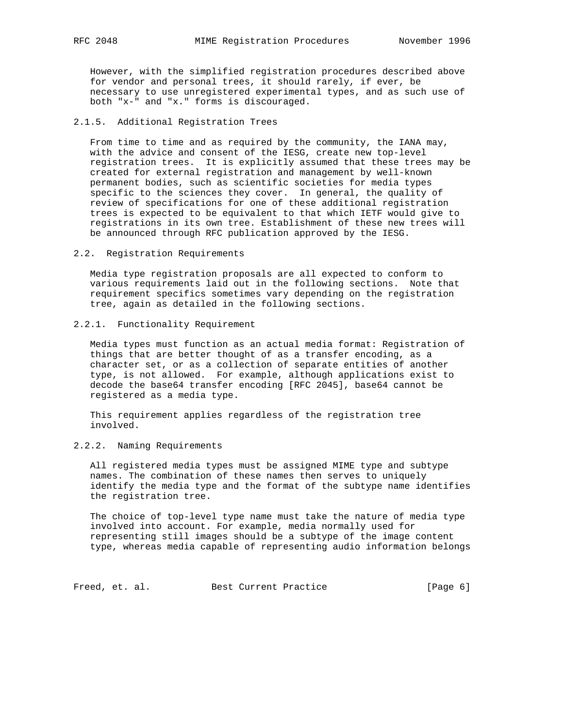However, with the simplified registration procedures described above for vendor and personal trees, it should rarely, if ever, be necessary to use unregistered experimental types, and as such use of both "x-" and "x." forms is discouraged.

#### 2.1.5. Additional Registration Trees

From time to time and as required by the community, the IANA may, with the advice and consent of the IESG, create new top-level registration trees. It is explicitly assumed that these trees may be created for external registration and management by well-known permanent bodies, such as scientific societies for media types specific to the sciences they cover. In general, the quality of review of specifications for one of these additional registration trees is expected to be equivalent to that which IETF would give to registrations in its own tree. Establishment of these new trees will be announced through RFC publication approved by the IESG.

### 2.2. Registration Requirements

Media type registration proposals are all expected to conform to various requirements laid out in the following sections. Note that requirement specifics sometimes vary depending on the registration tree, again as detailed in the following sections.

#### 2.2.1. Functionality Requirement

Media types must function as an actual media format: Registration of things that are better thought of as a transfer encoding, as a character set, or as a collection of separate entities of another type, is not allowed. For example, although applications exist to decode the base64 transfer encoding [RFC 2045], base64 cannot be registered as a media type.

This requirement applies regardless of the registration tree involved.

#### 2.2.2. Naming Requirements

All registered media types must be assigned MIME type and subtype names. The combination of these names then serves to uniquely identify the media type and the format of the subtype name identifies the registration tree.

The choice of top-level type name must take the nature of media type involved into account. For example, media normally used for representing still images should be a subtype of the image content type, whereas media capable of representing audio information belongs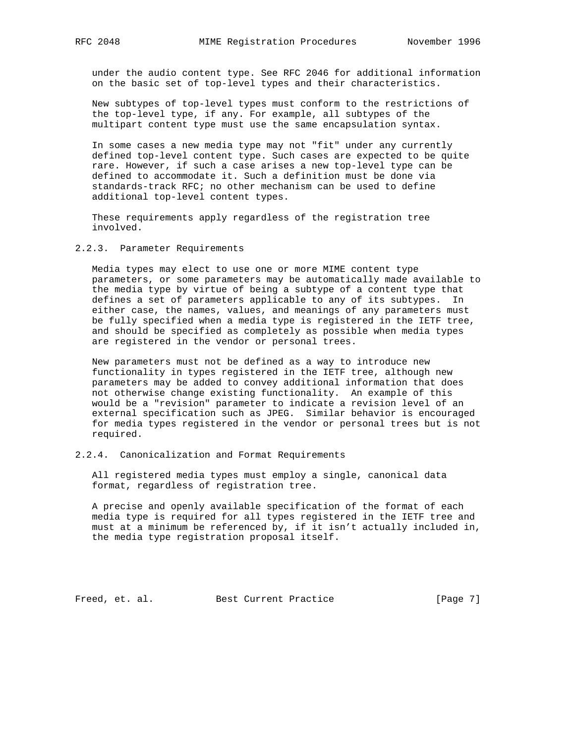under the audio content type. See RFC 2046 for additional information on the basic set of top-level types and their characteristics.

New subtypes of top-level types must conform to the restrictions of the top-level type, if any. For example, all subtypes of the multipart content type must use the same encapsulation syntax.

In some cases a new media type may not "fit" under any currently defined top-level content type. Such cases are expected to be quite rare. However, if such a case arises a new top-level type can be defined to accommodate it. Such a definition must be done via standards-track RFC; no other mechanism can be used to define additional top-level content types.

These requirements apply regardless of the registration tree involved.

### 2.2.3. Parameter Requirements

Media types may elect to use one or more MIME content type parameters, or some parameters may be automatically made available to the media type by virtue of being a subtype of a content type that defines a set of parameters applicable to any of its subtypes. In either case, the names, values, and meanings of any parameters must be fully specified when a media type is registered in the IETF tree, and should be specified as completely as possible when media types are registered in the vendor or personal trees.

New parameters must not be defined as a way to introduce new functionality in types registered in the IETF tree, although new parameters may be added to convey additional information that does not otherwise change existing functionality. An example of this would be a "revision" parameter to indicate a revision level of an external specification such as JPEG. Similar behavior is encouraged for media types registered in the vendor or personal trees but is not required.

### 2.2.4. Canonicalization and Format Requirements

All registered media types must employ a single, canonical data format, regardless of registration tree.

A precise and openly available specification of the format of each media type is required for all types registered in the IETF tree and must at a minimum be referenced by, if it isn't actually included in, the media type registration proposal itself.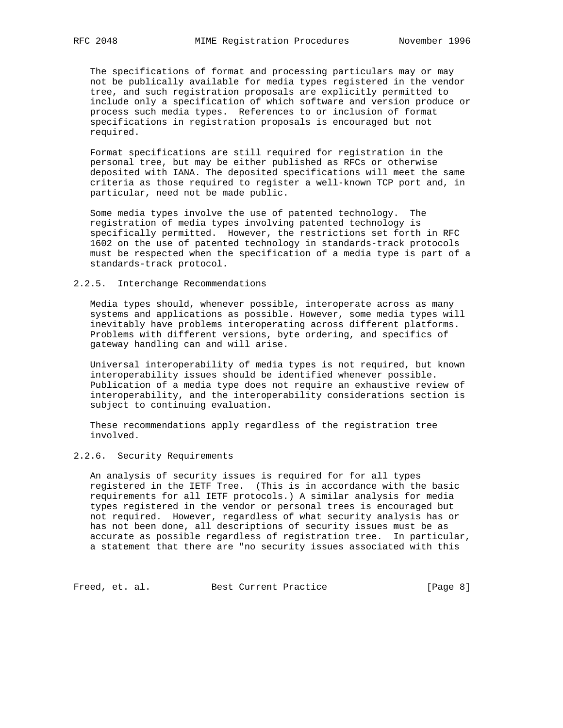The specifications of format and processing particulars may or may not be publically available for media types registered in the vendor tree, and such registration proposals are explicitly permitted to include only a specification of which software and version produce or process such media types. References to or inclusion of format specifications in registration proposals is encouraged but not required.

Format specifications are still required for registration in the personal tree, but may be either published as RFCs or otherwise deposited with IANA. The deposited specifications will meet the same criteria as those required to register a well-known TCP port and, in particular, need not be made public.

Some media types involve the use of patented technology. The registration of media types involving patented technology is specifically permitted. However, the restrictions set forth in RFC 1602 on the use of patented technology in standards-track protocols must be respected when the specification of a media type is part of a standards-track protocol.

### 2.2.5. Interchange Recommendations

Media types should, whenever possible, interoperate across as many systems and applications as possible. However, some media types will inevitably have problems interoperating across different platforms. Problems with different versions, byte ordering, and specifics of gateway handling can and will arise.

Universal interoperability of media types is not required, but known interoperability issues should be identified whenever possible. Publication of a media type does not require an exhaustive review of interoperability, and the interoperability considerations section is subject to continuing evaluation.

These recommendations apply regardless of the registration tree involved.

### 2.2.6. Security Requirements

An analysis of security issues is required for for all types registered in the IETF Tree. (This is in accordance with the basic requirements for all IETF protocols.) A similar analysis for media types registered in the vendor or personal trees is encouraged but not required. However, regardless of what security analysis has or has not been done, all descriptions of security issues must be as accurate as possible regardless of registration tree. In particular, a statement that there are "no security issues associated with this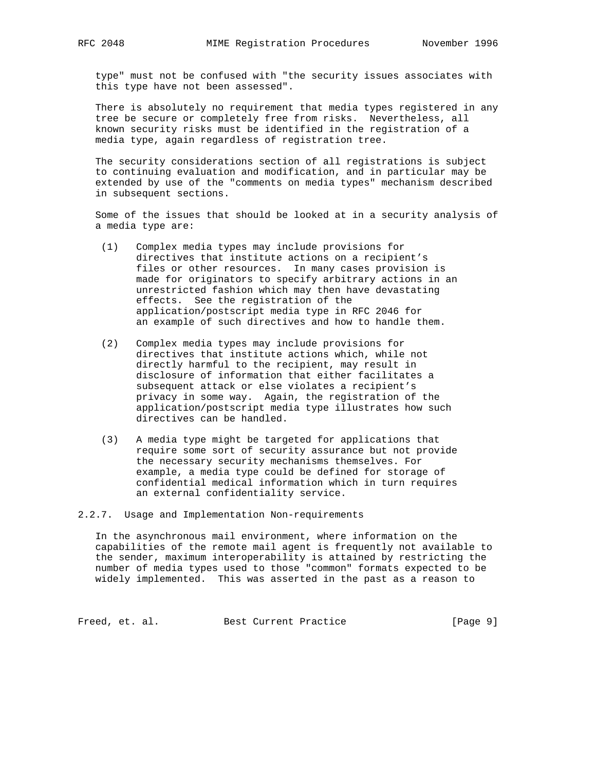type" must not be confused with "the security issues associates with this type have not been assessed".

There is absolutely no requirement that media types registered in any tree be secure or completely free from risks. Nevertheless, all known security risks must be identified in the registration of a media type, again regardless of registration tree.

The security considerations section of all registrations is subject to continuing evaluation and modification, and in particular may be extended by use of the "comments on media types" mechanism described in subsequent sections.

Some of the issues that should be looked at in a security analysis of a media type are:

(1) Complex media types may include provisions for directives that institute actions on a recipient's files or other resources. In many cases provision is made for originators to specify arbitrary actions in an unrestricted fashion which may then have devastating effects. See the registration of the application/postscript media type in RFC 2046 for an example of such directives and how to handle them.

(2) Complex media types may include provisions for directives that institute actions which, while not directly harmful to the recipient, may result in disclosure of information that either facilitates a subsequent attack or else violates a recipient's privacy in some way. Again, the registration of the application/postscript media type illustrates how such directives can be handled.

(3) A media type might be targeted for applications that require some sort of security assurance but not provide the necessary security mechanisms themselves. For example, a media type could be defined for storage of confidential medical information which in turn requires an external confidentiality service.

### 2.2.7. Usage and Implementation Non-requirements

In the asynchronous mail environment, where information on the capabilities of the remote mail agent is frequently not available to the sender, maximum interoperability is attained by restricting the number of media types used to those "common" formats expected to be widely implemented. This was asserted in the past as a reason to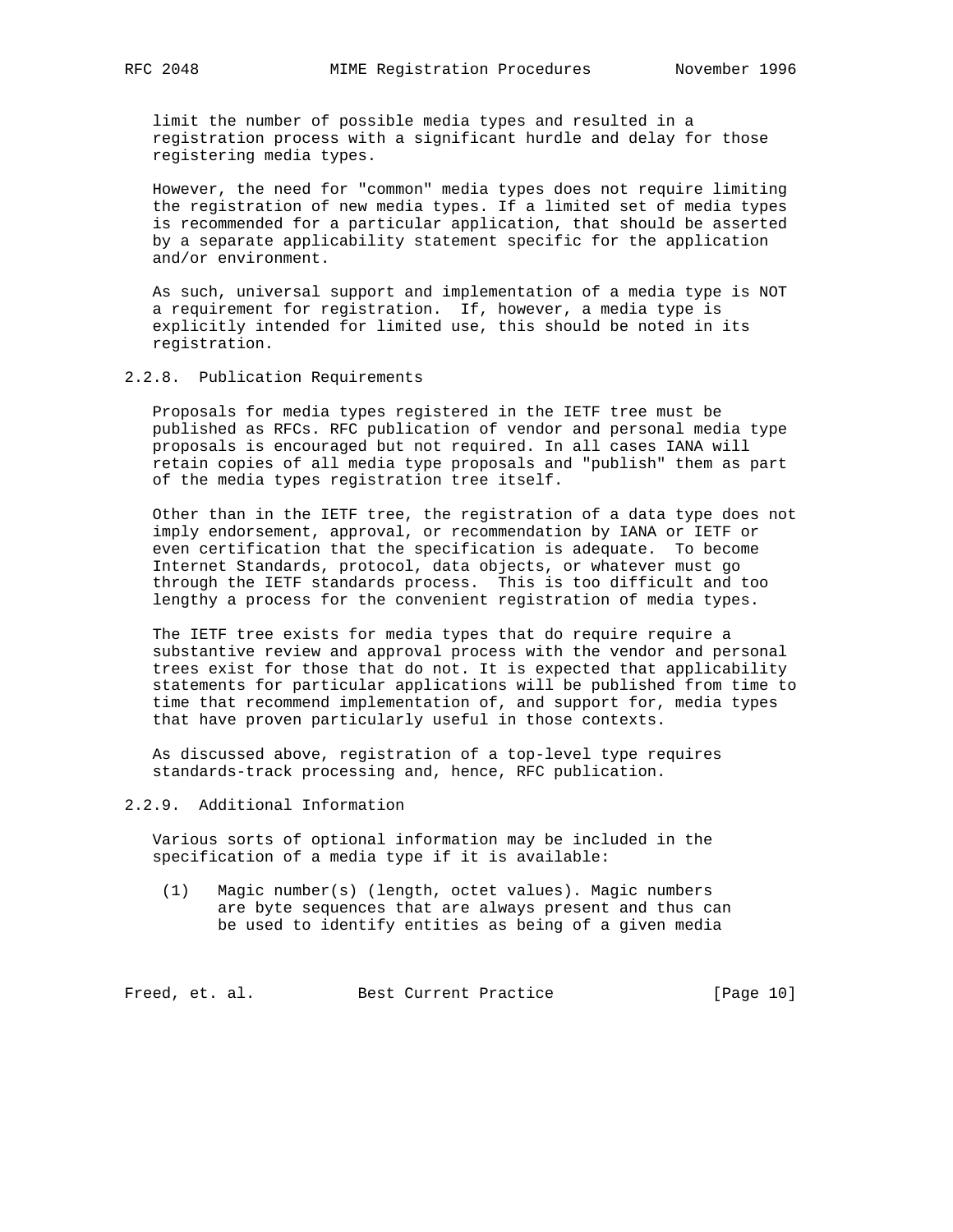limit the number of possible media types and resulted in a registration process with a significant hurdle and delay for those registering media types.

However, the need for "common" media types does not require limiting the registration of new media types. If a limited set of media types is recommended for a particular application, that should be asserted by a separate applicability statement specific for the application and/or environment.

As such, universal support and implementation of a media type is NOT a requirement for registration. If, however, a media type is explicitly intended for limited use, this should be noted in its registration.

### 2.2.8. Publication Requirements

Proposals for media types registered in the IETF tree must be published as RFCs. RFC publication of vendor and personal media type proposals is encouraged but not required. In all cases IANA will retain copies of all media type proposals and "publish" them as part of the media types registration tree itself.

Other than in the IETF tree, the registration of a data type does not imply endorsement, approval, or recommendation by IANA or IETF or even certification that the specification is adequate. To become Internet Standards, protocol, data objects, or whatever must go through the IETF standards process. This is too difficult and too lengthy a process for the convenient registration of media types.

The IETF tree exists for media types that do require require a substantive review and approval process with the vendor and personal trees exist for those that do not. It is expected that applicability statements for particular applications will be published from time to time that recommend implementation of, and support for, media types that have proven particularly useful in those contexts.

As discussed above, registration of a top-level type requires standards-track processing and, hence, RFC publication.

### 2.2.9. Additional Information

Various sorts of optional information may be included in the specification of a media type if it is available:

(1) Magic number(s) (length, octet values). Magic numbers are byte sequences that are always present and thus can be used to identify entities as being of a given media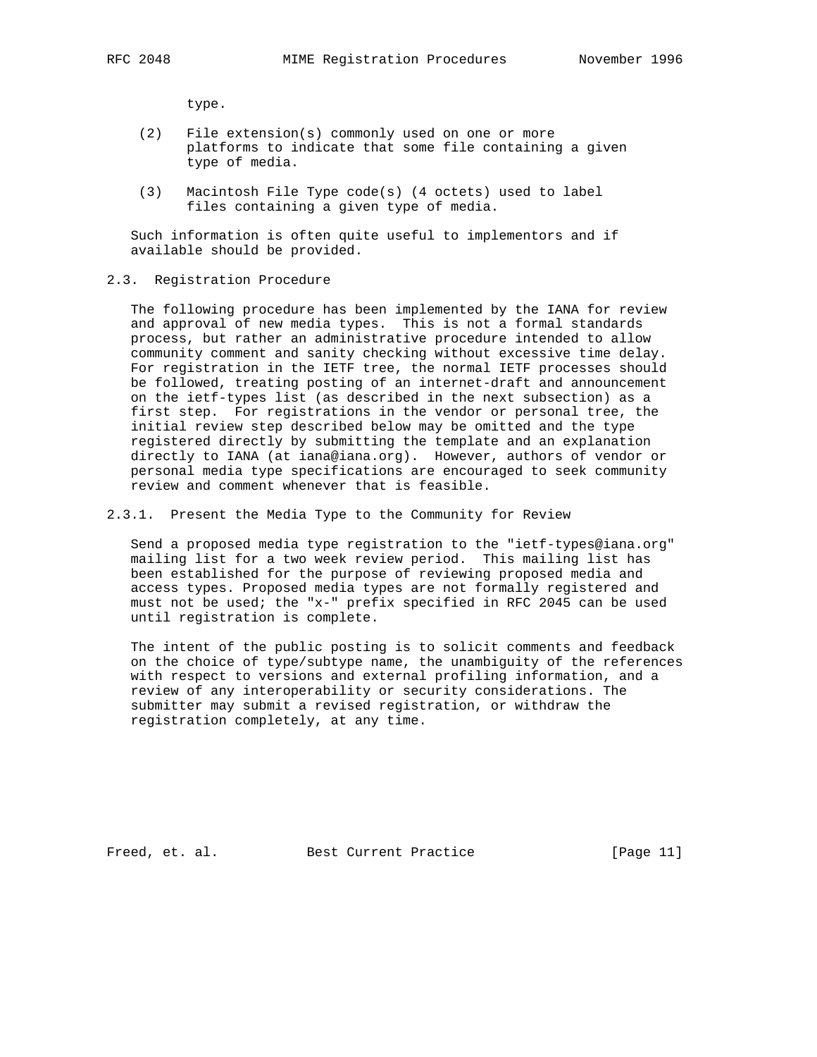type.

(2) File extension(s) commonly used on one or more platforms to indicate that some file containing a given type of media.

(3) Macintosh File Type code(s) (4 octets) used to label files containing a given type of media.

Such information is often quite useful to implementors and if available should be provided.

### 2.3. Registration Procedure

The following procedure has been implemented by the IANA for review and approval of new media types. This is not a formal standards process, but rather an administrative procedure intended to allow community comment and sanity checking without excessive time delay. For registration in the IETF tree, the normal IETF processes should be followed, treating posting of an internet-draft and announcement on the ietf-types list (as described in the next subsection) as a first step. For registrations in the vendor or personal tree, the initial review step described below may be omitted and the type registered directly by submitting the template and an explanation directly to IANA (at iana@iana.org). However, authors of vendor or personal media type specifications are encouraged to seek community review and comment whenever that is feasible.

#### 2.3.1. Present the Media Type to the Community for Review

Send a proposed media type registration to the "ietf-types@iana.org" mailing list for a two week review period. This mailing list has been established for the purpose of reviewing proposed media and access types. Proposed media types are not formally registered and must not be used; the "x-" prefix specified in RFC 2045 can be used until registration is complete.

The intent of the public posting is to solicit comments and feedback on the choice of type/subtype name, the unambiguity of the references with respect to versions and external profiling information, and a review of any interoperability or security considerations. The submitter may submit a revised registration, or withdraw the registration completely, at any time.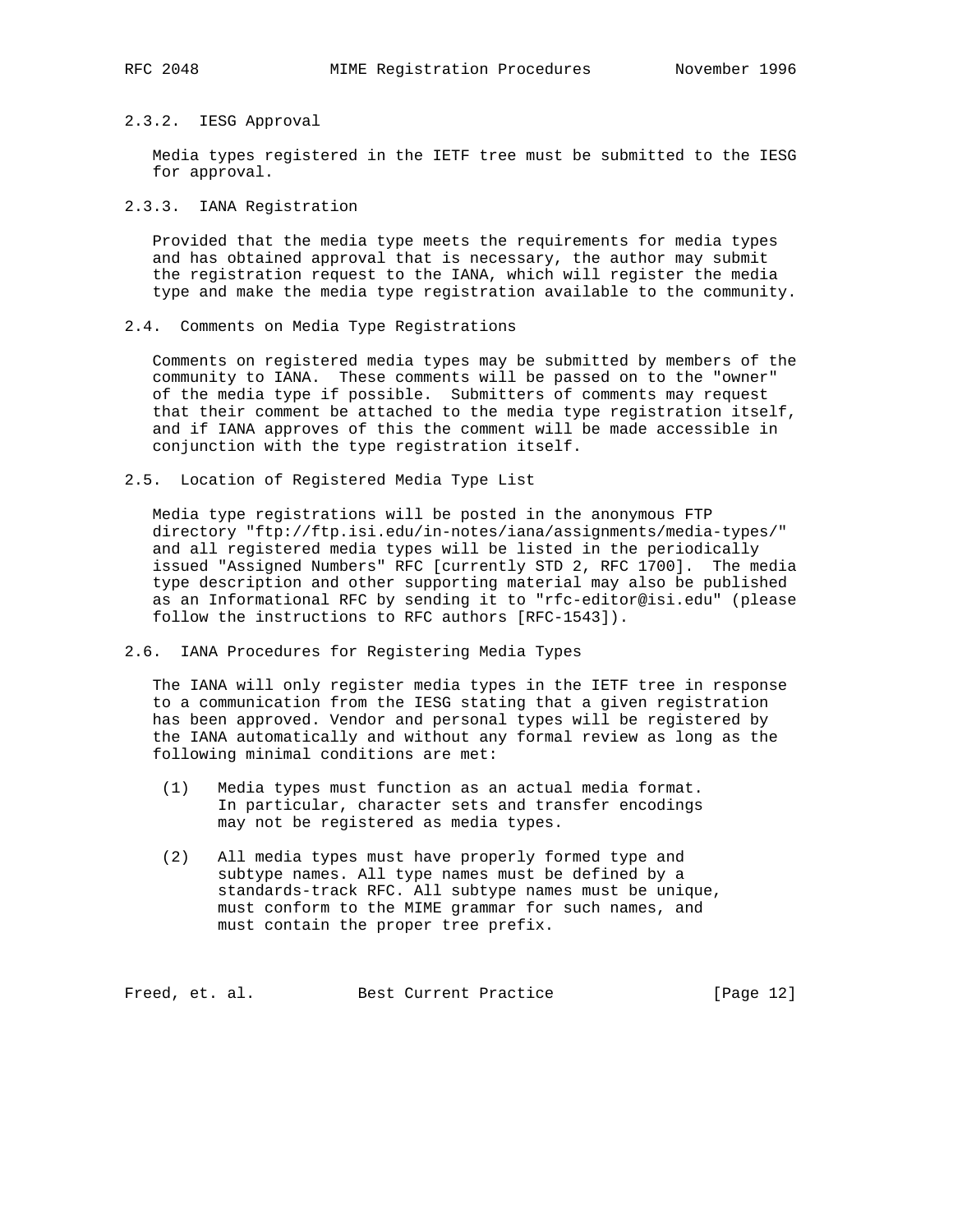### 2.3.2. IESG Approval

Media types registered in the IETF tree must be submitted to the IESG for approval.

### 2.3.3. IANA Registration

Provided that the media type meets the requirements for media types and has obtained approval that is necessary, the author may submit the registration request to the IANA, which will register the media type and make the media type registration available to the community.

## 2.4. Comments on Media Type Registrations

Comments on registered media types may be submitted by members of the community to IANA. These comments will be passed on to the "owner" of the media type if possible. Submitters of comments may request that their comment be attached to the media type registration itself, and if IANA approves of this the comment will be made accessible in conjunction with the type registration itself.

## 2.5. Location of Registered Media Type List

Media type registrations will be posted in the anonymous FTP directory "ftp://ftp.isi.edu/in-notes/iana/assignments/media-types/" and all registered media types will be listed in the periodically issued "Assigned Numbers" RFC [currently STD 2, RFC 1700]. The media type description and other supporting material may also be published as an Informational RFC by sending it to "rfc-editor@isi.edu" (please follow the instructions to RFC authors [RFC-1543]).

## 2.6. IANA Procedures for Registering Media Types

The IANA will only register media types in the IETF tree in response to a communication from the IESG stating that a given registration has been approved. Vendor and personal types will be registered by the IANA automatically and without any formal review as long as the following minimal conditions are met:

(1) Media types must function as an actual media format. In particular, character sets and transfer encodings may not be registered as media types.

(2) All media types must have properly formed type and subtype names. All type names must be defined by a standards-track RFC. All subtype names must be unique, must conform to the MIME grammar for such names, and must contain the proper tree prefix.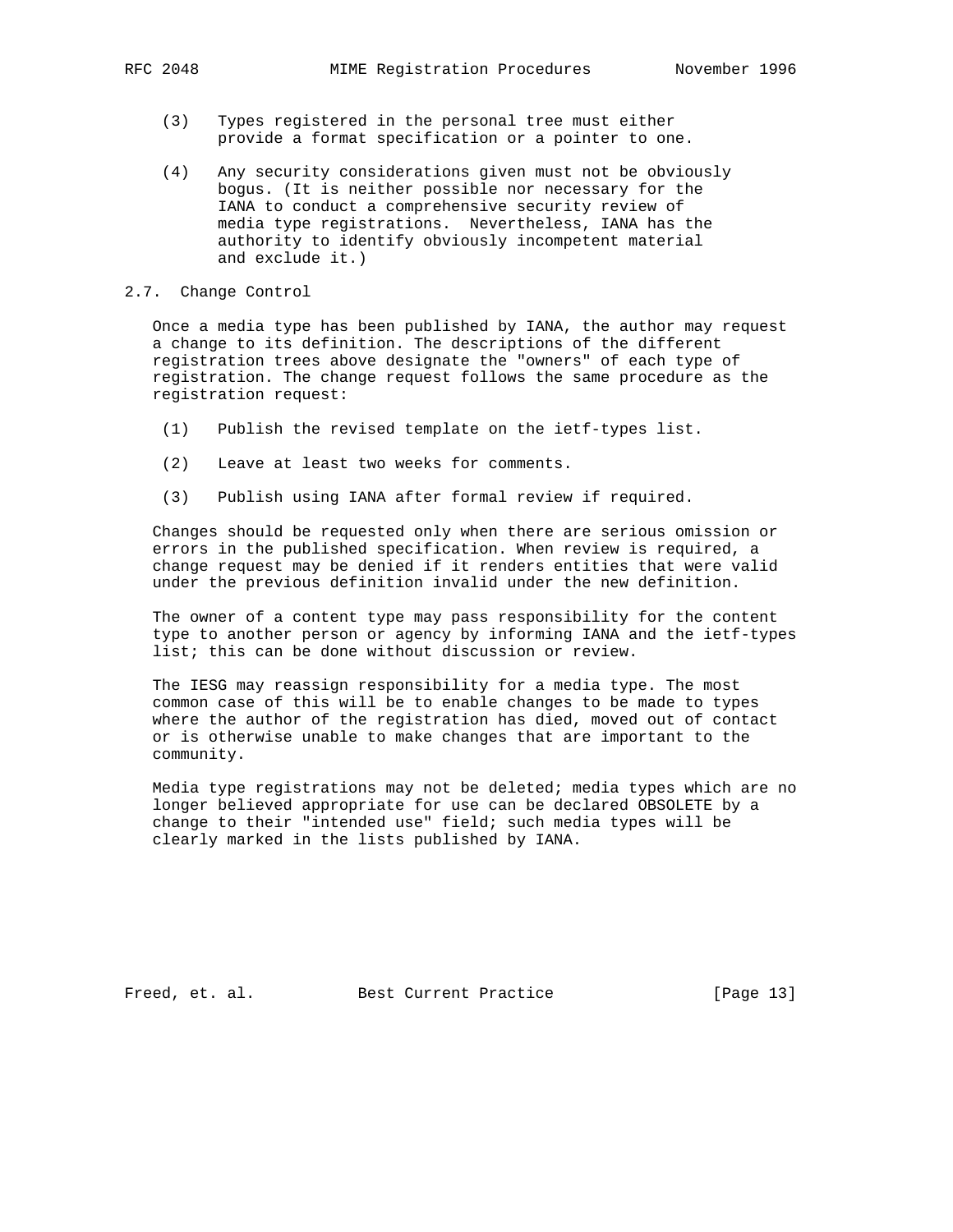(3) Types registered in the personal tree must either provide a format specification or a pointer to one.

(4) Any security considerations given must not be obviously bogus. (It is neither possible nor necessary for the IANA to conduct a comprehensive security review of media type registrations. Nevertheless, IANA has the authority to identify obviously incompetent material and exclude it.)

## 2.7. Change Control

Once a media type has been published by IANA, the author may request a change to its definition. The descriptions of the different registration trees above designate the "owners" of each type of registration. The change request follows the same procedure as the registration request:

(1) Publish the revised template on the ietf-types list.

(2) Leave at least two weeks for comments.

(3) Publish using IANA after formal review if required.

Changes should be requested only when there are serious omission or errors in the published specification. When review is required, a change request may be denied if it renders entities that were valid under the previous definition invalid under the new definition.

The owner of a content type may pass responsibility for the content type to another person or agency by informing IANA and the ietf-types list; this can be done without discussion or review.

The IESG may reassign responsibility for a media type. The most common case of this will be to enable changes to be made to types where the author of the registration has died, moved out of contact or is otherwise unable to make changes that are important to the community.

Media type registrations may not be deleted; media types which are no longer believed appropriate for use can be declared OBSOLETE by a change to their "intended use" field; such media types will be clearly marked in the lists published by IANA.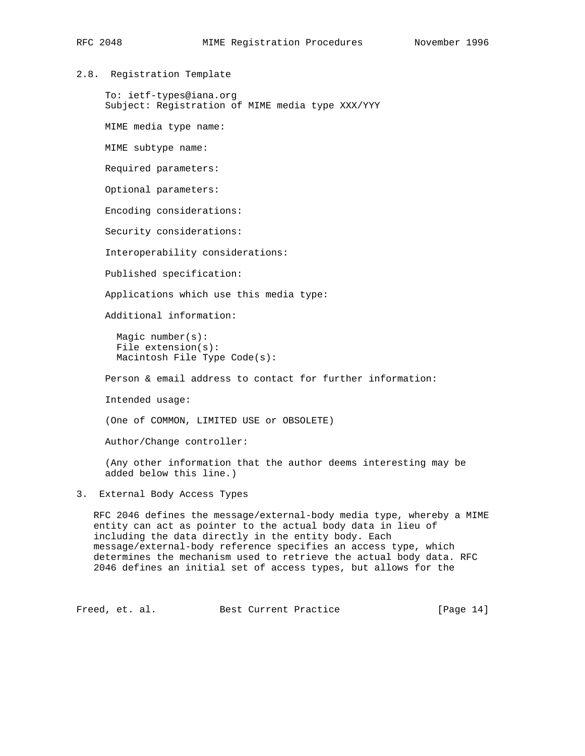## 2.8. Registration Template

```
To: ietf-types@iana.org
Subject: Registration of MIME media type XXX/YYY

MIME media type name:

MIME subtype name:

Required parameters:

Optional parameters:

Encoding considerations:

Security considerations:

Interoperability considerations:

Published specification:

Applications which use this media type:

Additional information:

  Magic number(s):
  File extension(s):
  Macintosh File Type Code(s):

Person & email address to contact for further information:

Intended usage:

(One of COMMON, LIMITED USE or OBSOLETE)

Author/Change controller:

(Any other information that the author deems interesting may be
added below this line.)
```

# 3. External Body Access Types

RFC 2046 defines the message/external-body media type, whereby a MIME entity can act as pointer to the actual body data in lieu of including the data directly in the entity body. Each message/external-body reference specifies an access type, which determines the mechanism used to retrieve the actual body data. RFC 2046 defines an initial set of access types, but allows for the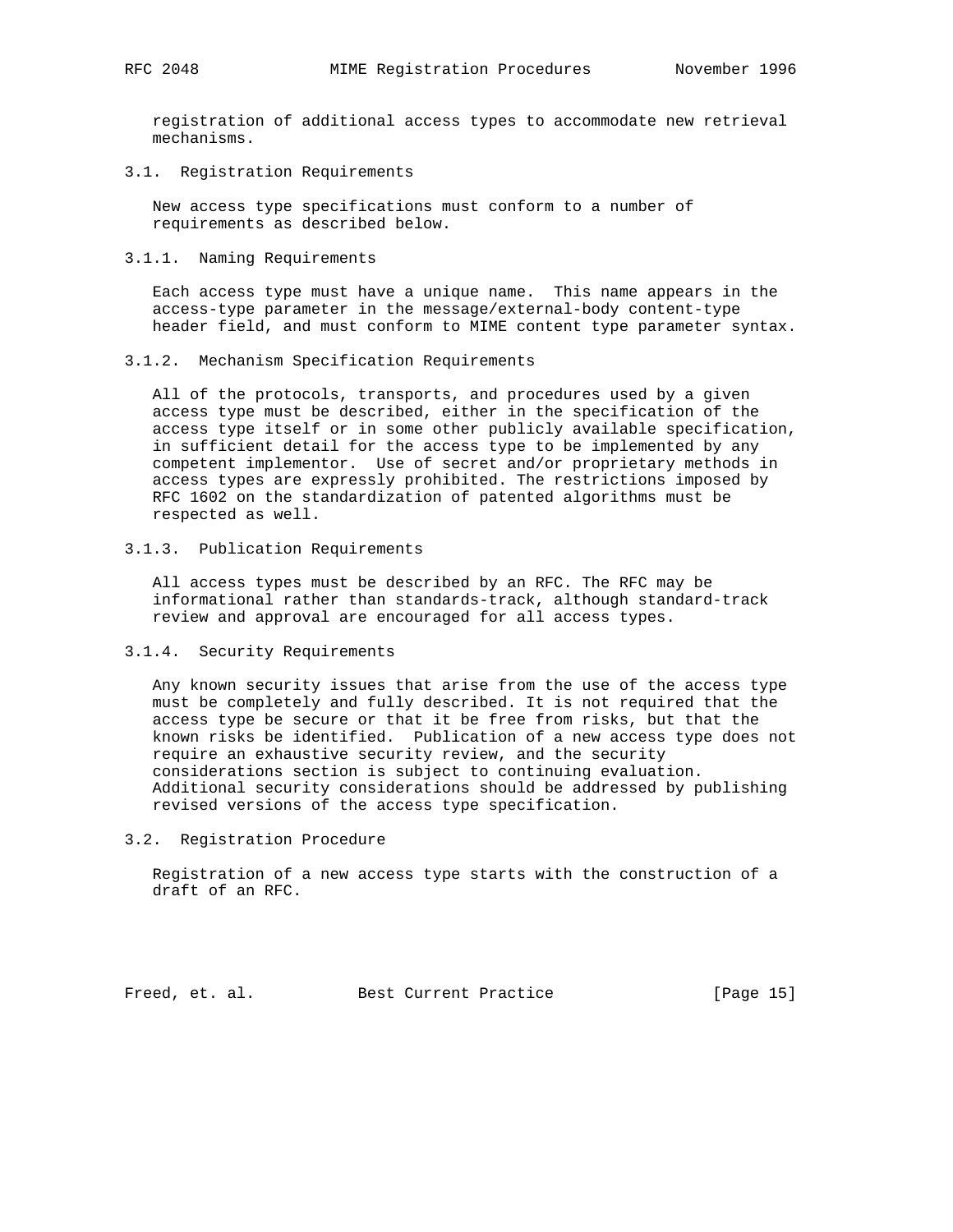registration of additional access types to accommodate new retrieval mechanisms.

### 3.1. Registration Requirements

New access type specifications must conform to a number of requirements as described below.

#### 3.1.1. Naming Requirements

Each access type must have a unique name. This name appears in the access-type parameter in the message/external-body content-type header field, and must conform to MIME content type parameter syntax.

#### 3.1.2. Mechanism Specification Requirements

All of the protocols, transports, and procedures used by a given access type must be described, either in the specification of the access type itself or in some other publicly available specification, in sufficient detail for the access type to be implemented by any competent implementor. Use of secret and/or proprietary methods in access types are expressly prohibited. The restrictions imposed by RFC 1602 on the standardization of patented algorithms must be respected as well.

#### 3.1.3. Publication Requirements

All access types must be described by an RFC. The RFC may be informational rather than standards-track, although standard-track review and approval are encouraged for all access types.

#### 3.1.4. Security Requirements

Any known security issues that arise from the use of the access type must be completely and fully described. It is not required that the access type be secure or that it be free from risks, but that the known risks be identified. Publication of a new access type does not require an exhaustive security review, and the security considerations section is subject to continuing evaluation. Additional security considerations should be addressed by publishing revised versions of the access type specification.

### 3.2. Registration Procedure

Registration of a new access type starts with the construction of a draft of an RFC.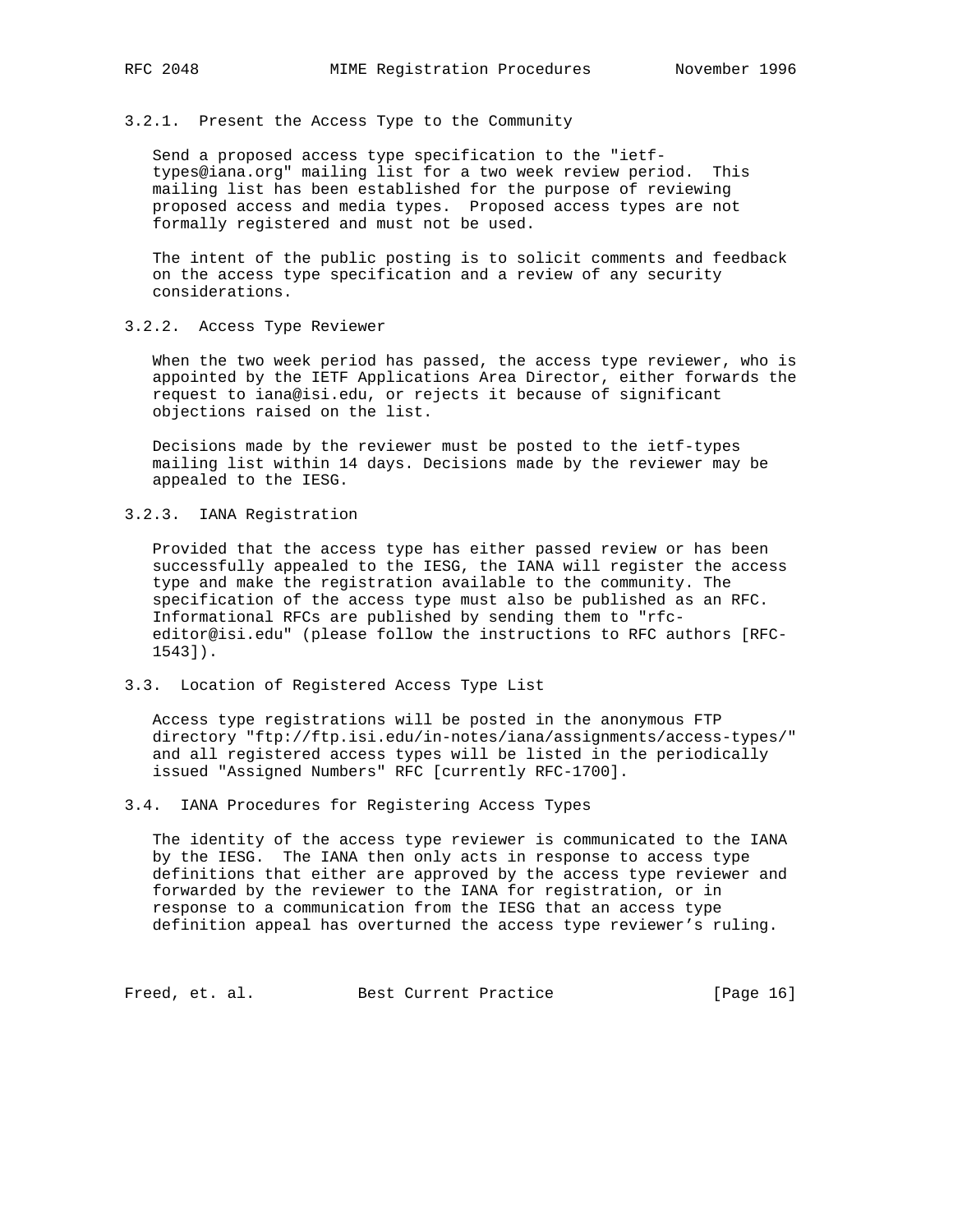### 3.2.1. Present the Access Type to the Community

Send a proposed access type specification to the "ietf-types@iana.org" mailing list for a two week review period. This mailing list has been established for the purpose of reviewing proposed access and media types. Proposed access types are not formally registered and must not be used.

The intent of the public posting is to solicit comments and feedback on the access type specification and a review of any security considerations.

### 3.2.2. Access Type Reviewer

When the two week period has passed, the access type reviewer, who is appointed by the IETF Applications Area Director, either forwards the request to iana@isi.edu, or rejects it because of significant objections raised on the list.

Decisions made by the reviewer must be posted to the ietf-types mailing list within 14 days. Decisions made by the reviewer may be appealed to the IESG.

### 3.2.3. IANA Registration

Provided that the access type has either passed review or has been successfully appealed to the IESG, the IANA will register the access type and make the registration available to the community. The specification of the access type must also be published as an RFC. Informational RFCs are published by sending them to "rfc-editor@isi.edu" (please follow the instructions to RFC authors [RFC-1543]).

## 3.3. Location of Registered Access Type List

Access type registrations will be posted in the anonymous FTP directory "ftp://ftp.isi.edu/in-notes/iana/assignments/access-types/" and all registered access types will be listed in the periodically issued "Assigned Numbers" RFC [currently RFC-1700].

## 3.4. IANA Procedures for Registering Access Types

The identity of the access type reviewer is communicated to the IANA by the IESG. The IANA then only acts in response to access type definitions that either are approved by the access type reviewer and forwarded by the reviewer to the IANA for registration, or in response to a communication from the IESG that an access type definition appeal has overturned the access type reviewer's ruling.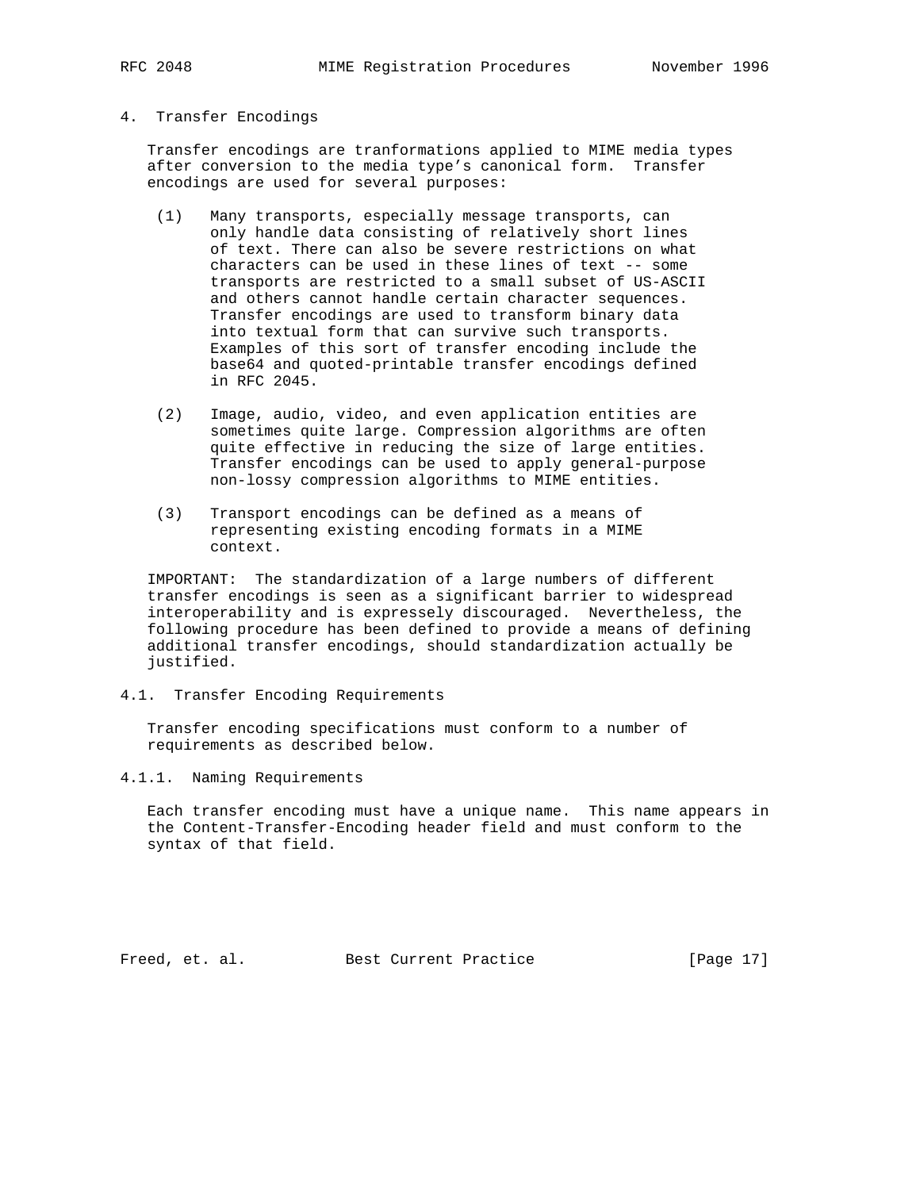## 4. Transfer Encodings

Transfer encodings are tranformations applied to MIME media types after conversion to the media type's canonical form. Transfer encodings are used for several purposes:

(1) Many transports, especially message transports, can only handle data consisting of relatively short lines of text. There can also be severe restrictions on what characters can be used in these lines of text -- some transports are restricted to a small subset of US-ASCII and others cannot handle certain character sequences. Transfer encodings are used to transform binary data into textual form that can survive such transports. Examples of this sort of transfer encoding include the base64 and quoted-printable transfer encodings defined in RFC 2045.

(2) Image, audio, video, and even application entities are sometimes quite large. Compression algorithms are often quite effective in reducing the size of large entities. Transfer encodings can be used to apply general-purpose non-lossy compression algorithms to MIME entities.

(3) Transport encodings can be defined as a means of representing existing encoding formats in a MIME context.

IMPORTANT: The standardization of a large numbers of different transfer encodings is seen as a significant barrier to widespread interoperability and is expressely discouraged. Nevertheless, the following procedure has been defined to provide a means of defining additional transfer encodings, should standardization actually be justified.

### 4.1. Transfer Encoding Requirements

Transfer encoding specifications must conform to a number of requirements as described below.

#### 4.1.1. Naming Requirements

Each transfer encoding must have a unique name. This name appears in the Content-Transfer-Encoding header field and must conform to the syntax of that field.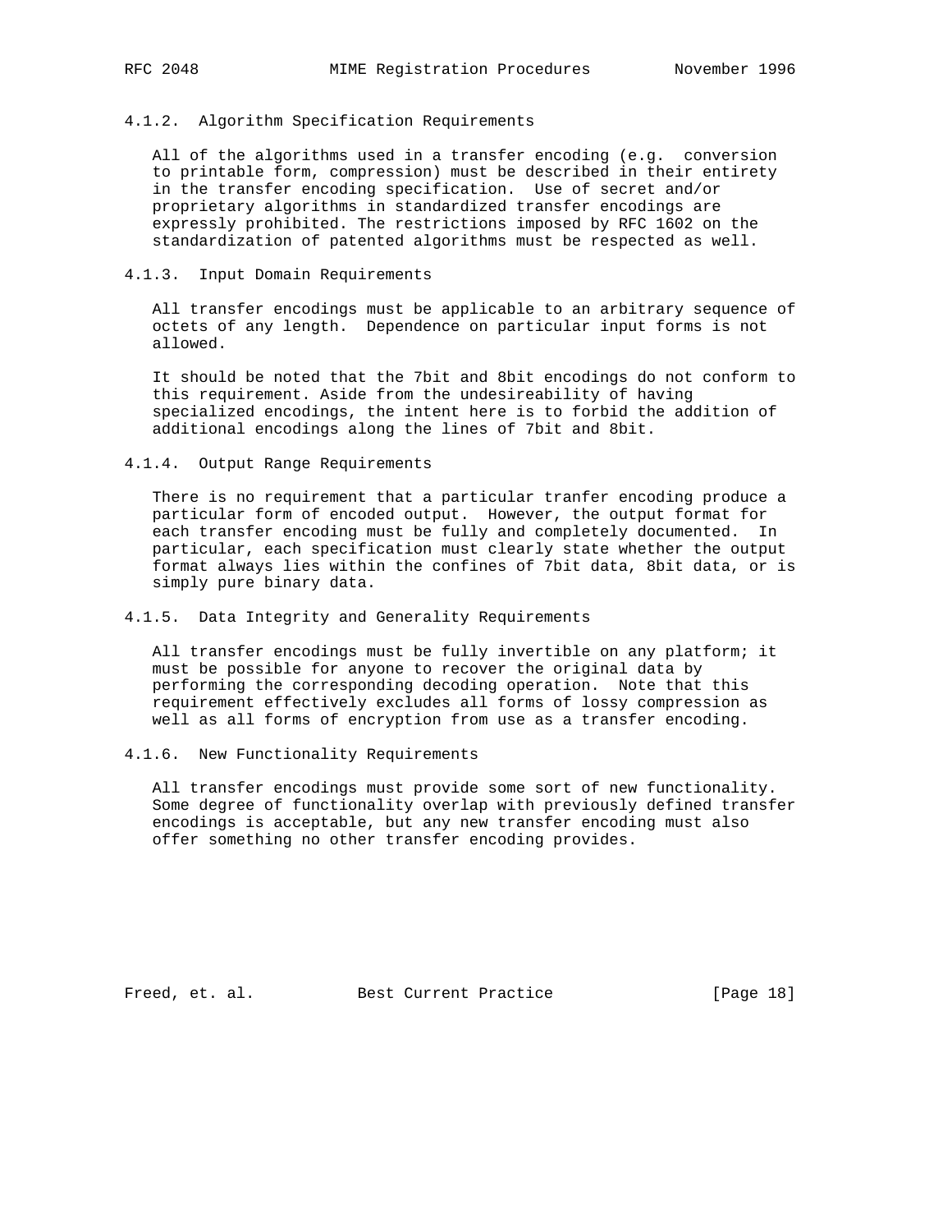#### 4.1.2. Algorithm Specification Requirements

All of the algorithms used in a transfer encoding (e.g. conversion to printable form, compression) must be described in their entirety in the transfer encoding specification. Use of secret and/or proprietary algorithms in standardized transfer encodings are expressly prohibited. The restrictions imposed by RFC 1602 on the standardization of patented algorithms must be respected as well.

#### 4.1.3. Input Domain Requirements

All transfer encodings must be applicable to an arbitrary sequence of octets of any length. Dependence on particular input forms is not allowed.

It should be noted that the 7bit and 8bit encodings do not conform to this requirement. Aside from the undesireability of having specialized encodings, the intent here is to forbid the addition of additional encodings along the lines of 7bit and 8bit.

#### 4.1.4. Output Range Requirements

There is no requirement that a particular tranfer encoding produce a particular form of encoded output. However, the output format for each transfer encoding must be fully and completely documented. In particular, each specification must clearly state whether the output format always lies within the confines of 7bit data, 8bit data, or is simply pure binary data.

#### 4.1.5. Data Integrity and Generality Requirements

All transfer encodings must be fully invertible on any platform; it must be possible for anyone to recover the original data by performing the corresponding decoding operation. Note that this requirement effectively excludes all forms of lossy compression as well as all forms of encryption from use as a transfer encoding.

#### 4.1.6. New Functionality Requirements

All transfer encodings must provide some sort of new functionality. Some degree of functionality overlap with previously defined transfer encodings is acceptable, but any new transfer encoding must also offer something no other transfer encoding provides.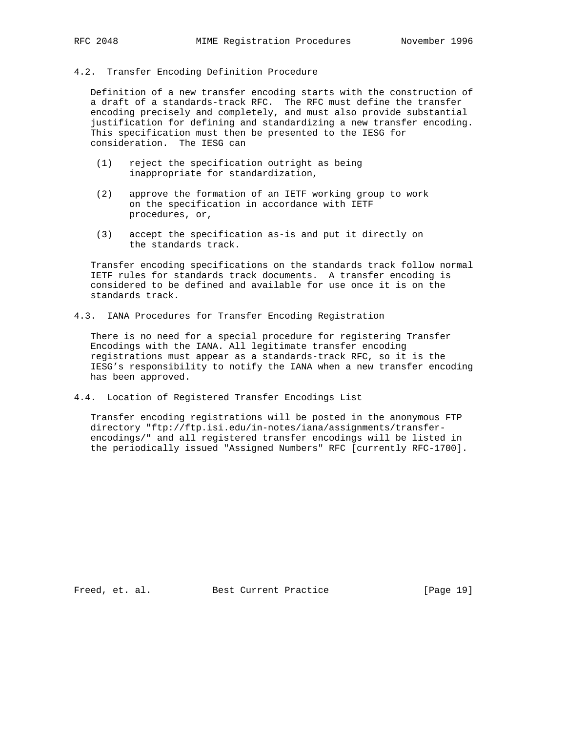### 4.2. Transfer Encoding Definition Procedure

Definition of a new transfer encoding starts with the construction of a draft of a standards-track RFC. The RFC must define the transfer encoding precisely and completely, and must also provide substantial justification for defining and standardizing a new transfer encoding. This specification must then be presented to the IESG for consideration. The IESG can

(1) reject the specification outright as being inappropriate for standardization,

(2) approve the formation of an IETF working group to work on the specification in accordance with IETF procedures, or,

(3) accept the specification as-is and put it directly on the standards track.

Transfer encoding specifications on the standards track follow normal IETF rules for standards track documents. A transfer encoding is considered to be defined and available for use once it is on the standards track.

### 4.3. IANA Procedures for Transfer Encoding Registration

There is no need for a special procedure for registering Transfer Encodings with the IANA. All legitimate transfer encoding registrations must appear as a standards-track RFC, so it is the IESG's responsibility to notify the IANA when a new transfer encoding has been approved.

### 4.4. Location of Registered Transfer Encodings List

Transfer encoding registrations will be posted in the anonymous FTP directory "ftp://ftp.isi.edu/in-notes/iana/assignments/transfer-encodings/" and all registered transfer encodings will be listed in the periodically issued "Assigned Numbers" RFC [currently RFC-1700].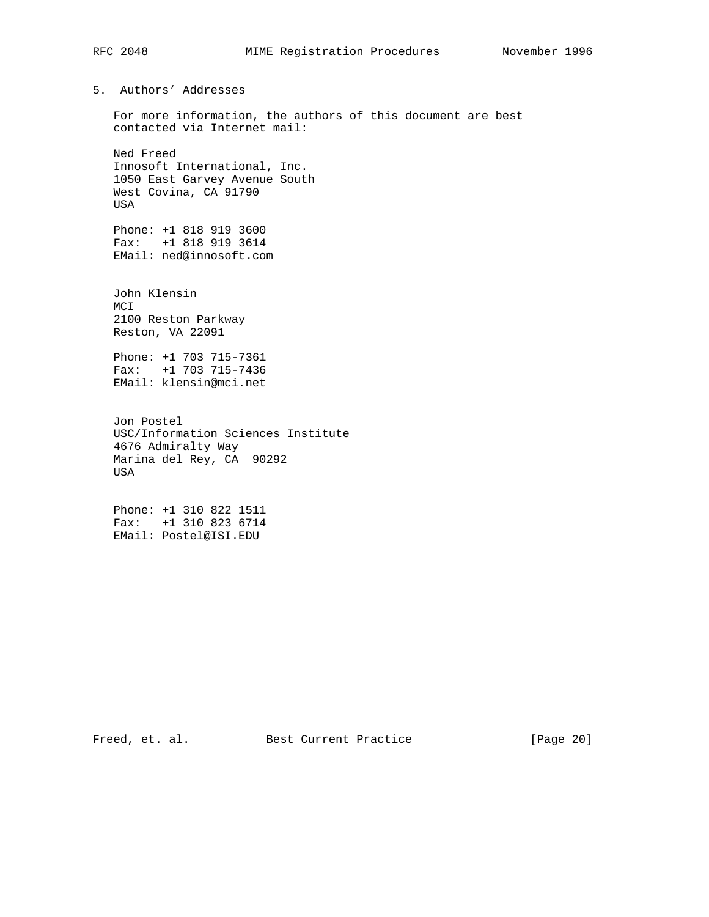## 5. Authors' Addresses

For more information, the authors of this document are best contacted via Internet mail:

Ned Freed
Innosoft International, Inc.
1050 East Garvey Avenue South
West Covina, CA 91790
USA

Phone: +1 818 919 3600
Fax: +1 818 919 3614
EMail: ned@innosoft.com

John Klensin
MCI
2100 Reston Parkway
Reston, VA 22091

Phone: +1 703 715-7361
Fax: +1 703 715-7436
EMail: klensin@mci.net

Jon Postel
USC/Information Sciences Institute
4676 Admiralty Way
Marina del Rey, CA 90292
USA

Phone: +1 310 822 1511
Fax: +1 310 823 6714
EMail: Postel@ISI.EDU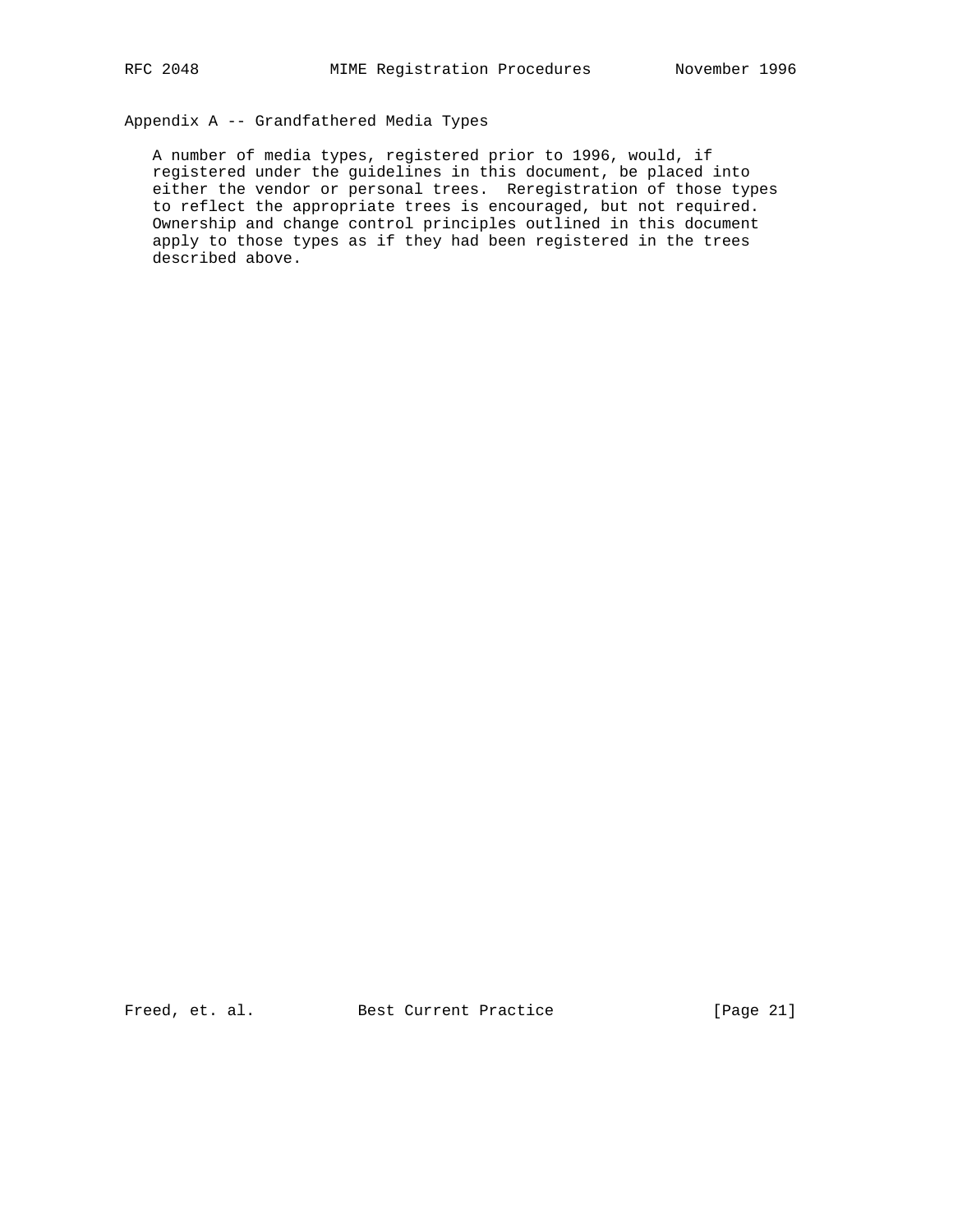## Appendix A -- Grandfathered Media Types

A number of media types, registered prior to 1996, would, if registered under the guidelines in this document, be placed into either the vendor or personal trees. Reregistration of those types to reflect the appropriate trees is encouraged, but not required. Ownership and change control principles outlined in this document apply to those types as if they had been registered in the trees described above.